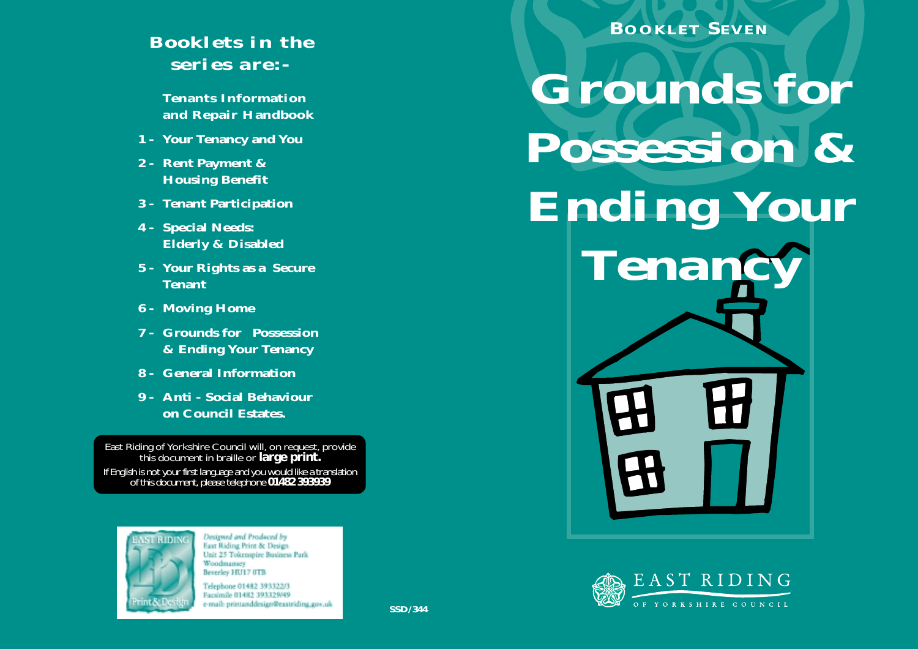## Booklets in the series are:-

- Tenants Information and Repair Handbook
- 1 - Your Tenancy and You
- 2 - Rent Payment & Housing Benefit
- 3 - Tenant Participation
- 4 - Special Needs: Elderly & Disabled
- 5 - Your Rights as a Secure Tenant
- 6 - Moving Home
- 7 - Grounds for Possession & Ending Your Tenancy
- 8 - General Information
- 9 - Anti - Social Behaviour on Council Estates.

East Riding of Yorkshire Council will, on request, provide this document in braille or **large print.**

If English is not your first language and you would like a translation of this document, please telephone **01482 393939**

*Designed and Produced by*
East Riding Print & Design
Unit 25 Tokenspire Business Park
Woodmansey
Beverley HU17 0TB

Telephone 01482 393322/3
Facsimile 01482 393329/49
e-mail: printanddesign@eastriding.gov.uk

SSD/344

**BOOKLET SEVEN**

# Grounds for Possession & Ending Your Tenancy

EAST RIDING OF YORKSHIRE COUNCIL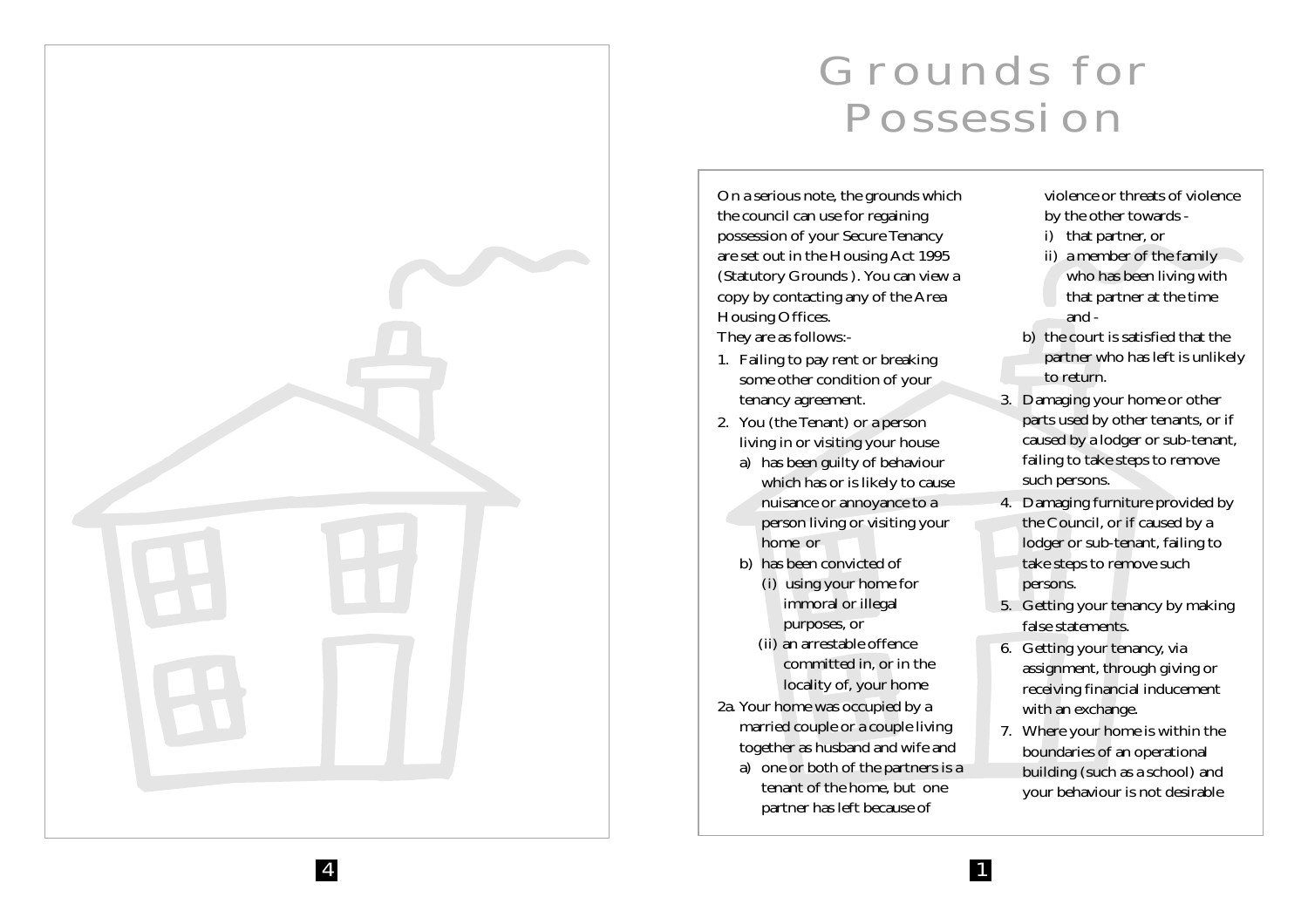# Grounds for Possession

On a serious note, the grounds which the council can use for regaining possession of your Secure Tenancy are set out in the Housing Act 1995 (Statutory Grounds). You can view a copy by contacting any of the Area Housing Offices.

They are as follows:-

1. Failing to pay rent or breaking some other condition of your tenancy agreement.
2. You (the Tenant) or a person living in or visiting your house
   a) has been guilty of behaviour which has or is likely to cause nuisance or annoyance to a person living or visiting your home or
   b) has been convicted of
      (i) using your home for immoral or illegal purposes, or
      (ii) an arrestable offence committed in, or in the locality of, your home

2a. Your home was occupied by a married couple or a couple living together as husband and wife and
   a) one or both of the partners is a tenant of the home, but one partner has left because of violence or threats of violence by the other towards -
      i) that partner, or
      ii) a member of the family who has been living with that partner at the time and -
   b) the court is satisfied that the partner who has left is unlikely to return.

3. Damaging your home or other parts used by other tenants, or if caused by a lodger or sub-tenant, failing to take steps to remove such persons.
4. Damaging furniture provided by the Council, or if caused by a lodger or sub-tenant, failing to take steps to remove such persons.
5. Getting your tenancy by making false statements.
6. Getting your tenancy, via assignment, through giving or receiving financial inducement with an exchange.
7. Where your home is within the boundaries of an operational building (such as a school) and your behaviour is not desirable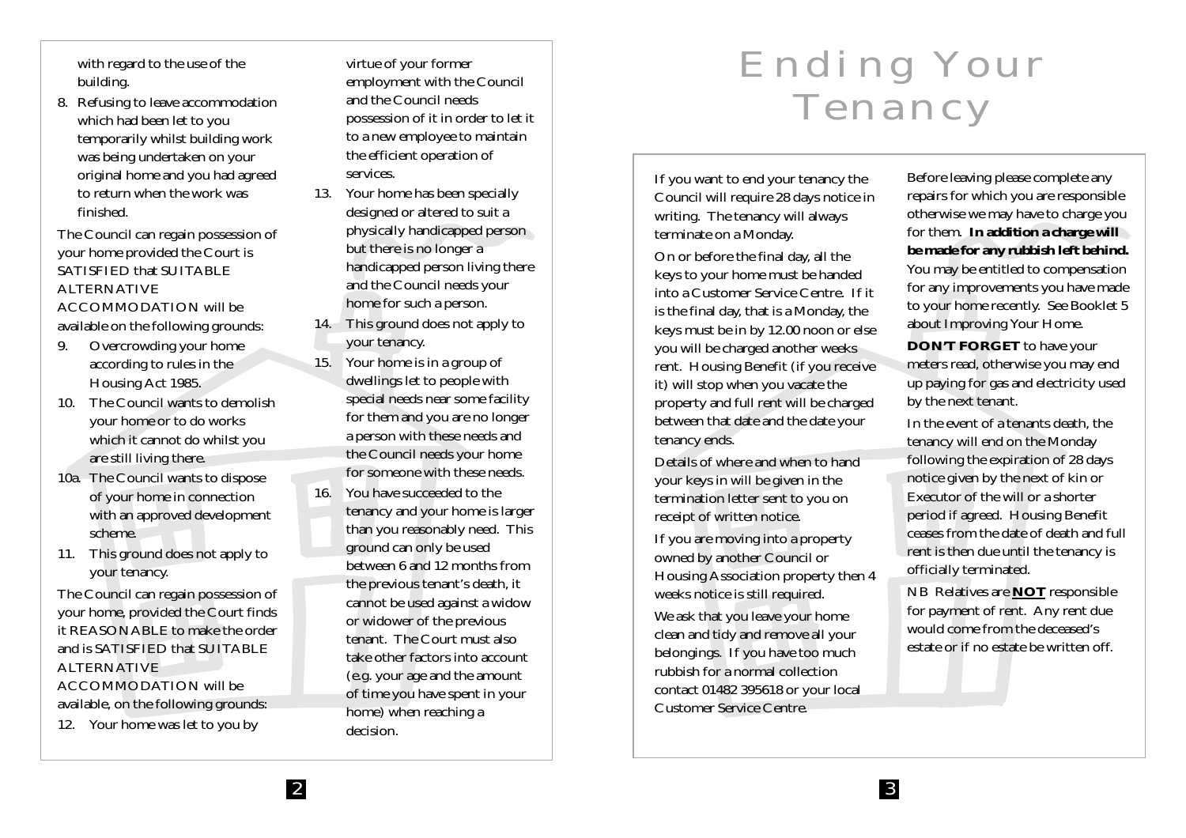with regard to the use of the building.

8. Refusing to leave accommodation which had been let to you temporarily whilst building work was being undertaken on your original home and you had agreed to return when the work was finished.

The Council can regain possession of your home provided the Court is SATISFIED that SUITABLE ALTERNATIVE ACCOMMODATION will be available on the following grounds:

9. Overcrowding your home according to rules in the Housing Act 1985.
10. The Council wants to demolish your home or to do works which it cannot do whilst you are still living there.

10a. The Council wants to dispose of your home in connection with an approved development scheme.

11. This ground does not apply to your tenancy.

The Council can regain possession of your home, provided the Court finds it REASONABLE to make the order and is SATISFIED that SUITABLE ALTERNATIVE ACCOMMODATION will be available, on the following grounds:

12. Your home was let to you by virtue of your former employment with the Council and the Council needs possession of it in order to let it to a new employee to maintain the efficient operation of services.
13. Your home has been specially designed or altered to suit a physically handicapped person but there is no longer a handicapped person living there and the Council needs your home for such a person.
14. This ground does not apply to your tenancy.
15. Your home is in a group of dwellings let to people with special needs near some facility for them and you are no longer a person with these needs and the Council needs your home for someone with these needs.
16. You have succeeded to the tenancy and your home is larger than you reasonably need. This ground can only be used between 6 and 12 months from the previous tenant's death, it cannot be used against a widow or widower of the previous tenant. The Court must also take other factors into account (e.g. your age and the amount of time you have spent in your home) when reaching a decision.

# Ending Your Tenancy

If you want to end your tenancy the Council will require 28 days notice in writing. The tenancy will always terminate on a Monday.

On or before the final day, all the keys to your home must be handed into a Customer Service Centre. If it is the final day, that is a Monday, the keys must be in by 12.00 noon or else you will be charged another weeks rent. Housing Benefit (if you receive it) will stop when you vacate the property and full rent will be charged between that date and the date your tenancy ends.

Details of where and when to hand your keys in will be given in the termination letter sent to you on receipt of written notice.

If you are moving into a property owned by another Council or Housing Association property then 4 weeks notice is still required.

We ask that you leave your home clean and tidy and remove all your belongings. If you have too much rubbish for a normal collection contact 01482 395618 or your local Customer Service Centre.

Before leaving please complete any repairs for which you are responsible otherwise we may have to charge you for them. **In addition a charge will be made for any rubbish left behind.** You may be entitled to compensation for any improvements you have made to your home recently. See Booklet 5 about Improving Your Home.

**DON'T FORGET** to have your meters read, otherwise you may end up paying for gas and electricity used by the next tenant.

In the event of a tenants death, the tenancy will end on the Monday following the expiration of 28 days notice given by the next of kin or Executor of the will or a shorter period if agreed. Housing Benefit ceases from the date of death and full rent is then due until the tenancy is officially terminated.

NB Relatives are **NOT** responsible for payment of rent. Any rent due would come from the deceased's estate or if no estate be written off.